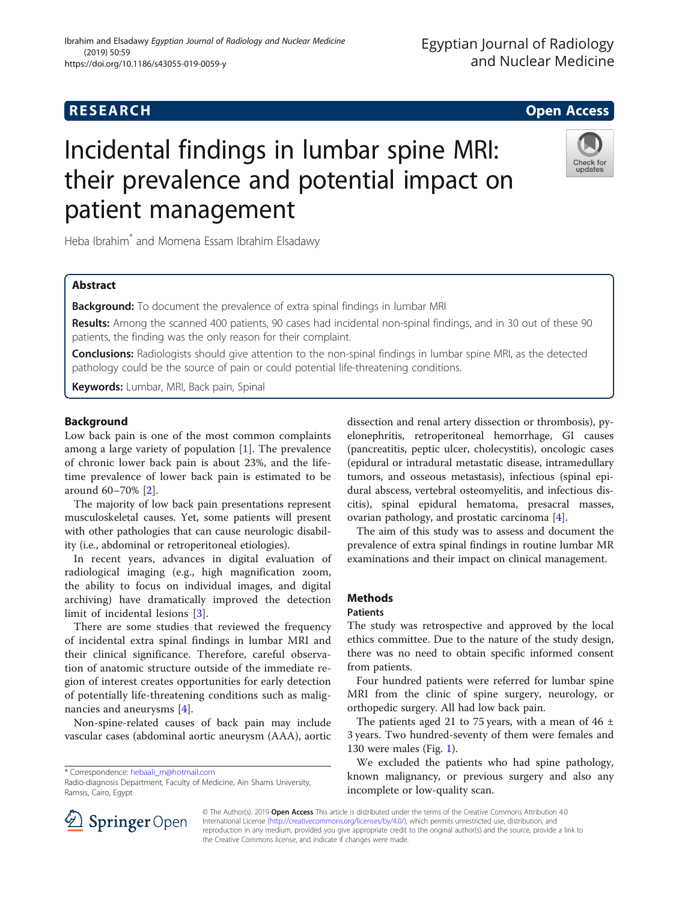RESEARCH Open Access

# Incidental findings in lumbar spine MRI: their prevalence and potential impact on patient management

Heba Ibrahim* and Momena Essam Ibrahim Elsadawy

## Abstract

**Background:** To document the prevalence of extra spinal findings in lumbar MRI

**Results:** Among the scanned 400 patients, 90 cases had incidental non-spinal findings, and in 30 out of these 90 patients, the finding was the only reason for their complaint.

**Conclusions:** Radiologists should give attention to the non-spinal findings in lumbar spine MRI, as the detected pathology could be the source of pain or could potential life-threatening conditions.

**Keywords:** Lumbar, MRI, Back pain, Spinal

## Background

Low back pain is one of the most common complaints among a large variety of population [1]. The prevalence of chronic lower back pain is about 23%, and the lifetime prevalence of lower back pain is estimated to be around 60–70% [2].

The majority of low back pain presentations represent musculoskeletal causes. Yet, some patients will present with other pathologies that can cause neurologic disability (i.e., abdominal or retroperitoneal etiologies).

In recent years, advances in digital evaluation of radiological imaging (e.g., high magnification zoom, the ability to focus on individual images, and digital archiving) have dramatically improved the detection limit of incidental lesions [3].

There are some studies that reviewed the frequency of incidental extra spinal findings in lumbar MRI and their clinical significance. Therefore, careful observation of anatomic structure outside of the immediate region of interest creates opportunities for early detection of potentially life-threatening conditions such as malignancies and aneurysms [4].

Non-spine-related causes of back pain may include vascular cases (abdominal aortic aneurysm (AAA), aortic dissection and renal artery dissection or thrombosis), pyelonephritis, retroperitoneal hemorrhage, GI causes (pancreatitis, peptic ulcer, cholecystitis), oncologic cases (epidural or intradural metastatic disease, intramedullary tumors, and osseous metastasis), infectious (spinal epidural abscess, vertebral osteomyelitis, and infectious discitis), spinal epidural hematoma, presacral masses, ovarian pathology, and prostatic carcinoma [4].

The aim of this study was to assess and document the prevalence of extra spinal findings in routine lumbar MR examinations and their impact on clinical management.

## Methods

### Patients

The study was retrospective and approved by the local ethics committee. Due to the nature of the study design, there was no need to obtain specific informed consent from patients.

Four hundred patients were referred for lumbar spine MRI from the clinic of spine surgery, neurology, or orthopedic surgery. All had low back pain.

The patients aged 21 to 75 years, with a mean of 46 ± 3 years. Two hundred-seventy of them were females and 130 were males (Fig. 1).

We excluded the patients who had spine pathology, known malignancy, or previous surgery and also any incomplete or low-quality scan.

* Correspondence: hebaali_m@hotmail.com
Radio-diagnosis Department, Faculty of Medicine, Ain Shams University, Ramsis, Cairo, Egypt

© The Author(s). 2019 **Open Access** This article is distributed under the terms of the Creative Commons Attribution 4.0 International License (http://creativecommons.org/licenses/by/4.0/), which permits unrestricted use, distribution, and reproduction in any medium, provided you give appropriate credit to the original author(s) and the source, provide a link to the Creative Commons license, and indicate if changes were made.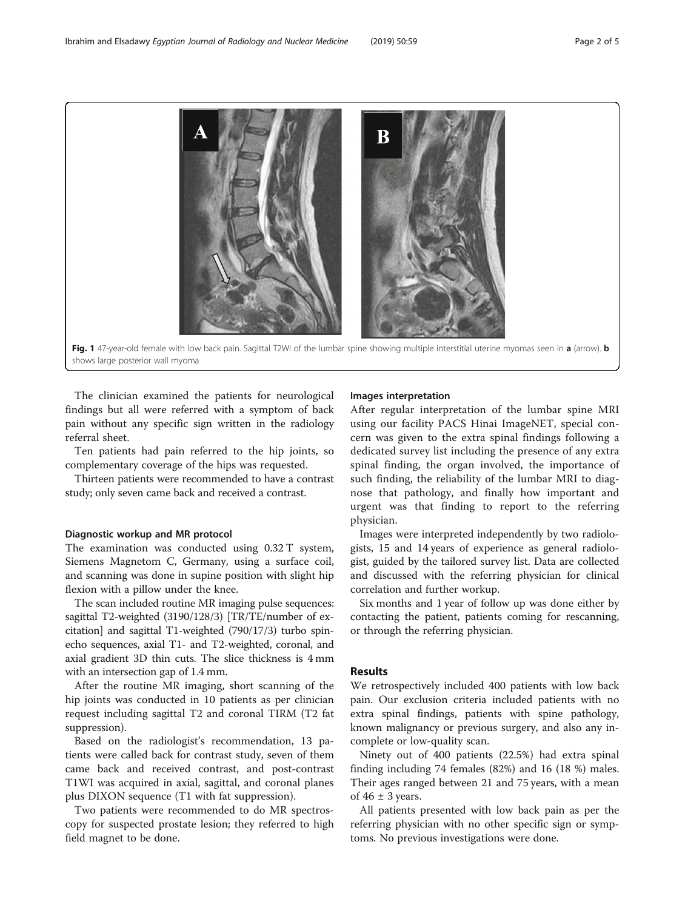**Fig. 1** 47-year-old female with low back pain. Sagittal T2WI of the lumbar spine showing multiple interstitial uterine myomas seen in **a** (arrow). **b** shows large posterior wall myoma

The clinician examined the patients for neurological findings but all were referred with a symptom of back pain without any specific sign written in the radiology referral sheet.

Ten patients had pain referred to the hip joints, so complementary coverage of the hips was requested.

Thirteen patients were recommended to have a contrast study; only seven came back and received a contrast.

### Diagnostic workup and MR protocol

The examination was conducted using 0.32 T system, Siemens Magnetom C, Germany, using a surface coil, and scanning was done in supine position with slight hip flexion with a pillow under the knee.

The scan included routine MR imaging pulse sequences: sagittal T2-weighted (3190/128/3) [TR/TE/number of excitation] and sagittal T1-weighted (790/17/3) turbo spin-echo sequences, axial T1- and T2-weighted, coronal, and axial gradient 3D thin cuts. The slice thickness is 4 mm with an intersection gap of 1.4 mm.

After the routine MR imaging, short scanning of the hip joints was conducted in 10 patients as per clinician request including sagittal T2 and coronal TIRM (T2 fat suppression).

Based on the radiologist's recommendation, 13 patients were called back for contrast study, seven of them came back and received contrast, and post-contrast T1WI was acquired in axial, sagittal, and coronal planes plus DIXON sequence (T1 with fat suppression).

Two patients were recommended to do MR spectroscopy for suspected prostate lesion; they referred to high field magnet to be done.

### Images interpretation

After regular interpretation of the lumbar spine MRI using our facility PACS Hinai ImageNET, special concern was given to the extra spinal findings following a dedicated survey list including the presence of any extra spinal finding, the organ involved, the importance of such finding, the reliability of the lumbar MRI to diagnose that pathology, and finally how important and urgent was that finding to report to the referring physician.

Images were interpreted independently by two radiologists, 15 and 14 years of experience as general radiologist, guided by the tailored survey list. Data are collected and discussed with the referring physician for clinical correlation and further workup.

Six months and 1 year of follow up was done either by contacting the patient, patients coming for rescanning, or through the referring physician.

## Results

We retrospectively included 400 patients with low back pain. Our exclusion criteria included patients with no extra spinal findings, patients with spine pathology, known malignancy or previous surgery, and also any incomplete or low-quality scan.

Ninety out of 400 patients (22.5%) had extra spinal finding including 74 females (82%) and 16 (18 %) males. Their ages ranged between 21 and 75 years, with a mean of 46 ± 3 years.

All patients presented with low back pain as per the referring physician with no other specific sign or symptoms. No previous investigations were done.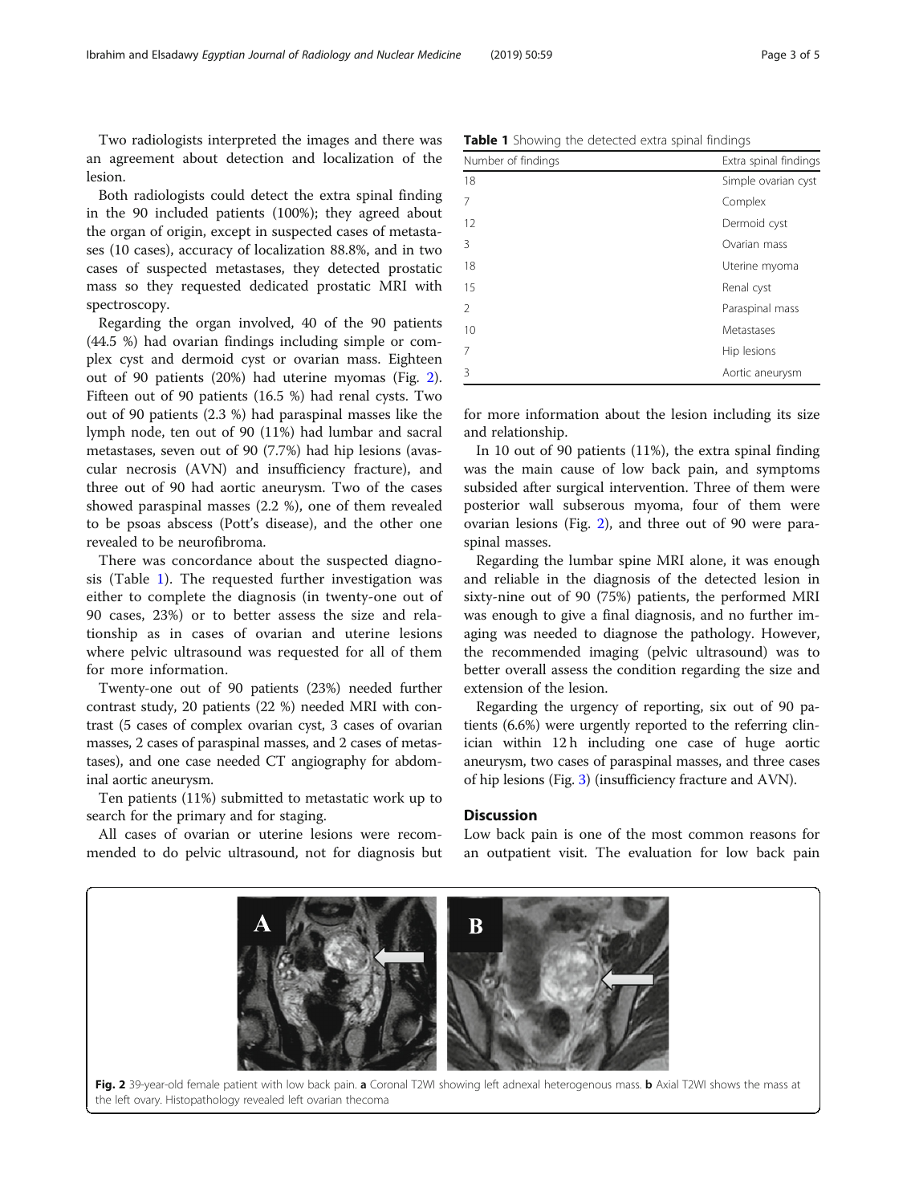Two radiologists interpreted the images and there was an agreement about detection and localization of the lesion.

Both radiologists could detect the extra spinal finding in the 90 included patients (100%); they agreed about the organ of origin, except in suspected cases of metastases (10 cases), accuracy of localization 88.8%, and in two cases of suspected metastases, they detected prostatic mass so they requested dedicated prostatic MRI with spectroscopy.

Regarding the organ involved, 40 of the 90 patients (44.5 %) had ovarian findings including simple or complex cyst and dermoid cyst or ovarian mass. Eighteen out of 90 patients (20%) had uterine myomas (Fig. 2). Fifteen out of 90 patients (16.5 %) had renal cysts. Two out of 90 patients (2.3 %) had paraspinal masses like the lymph node, ten out of 90 (11%) had lumbar and sacral metastases, seven out of 90 (7.7%) had hip lesions (avascular necrosis (AVN) and insufficiency fracture), and three out of 90 had aortic aneurysm. Two of the cases showed paraspinal masses (2.2 %), one of them revealed to be psoas abscess (Pott's disease), and the other one revealed to be neurofibroma.

There was concordance about the suspected diagnosis (Table 1). The requested further investigation was either to complete the diagnosis (in twenty-one out of 90 cases, 23%) or to better assess the size and relationship as in cases of ovarian and uterine lesions where pelvic ultrasound was requested for all of them for more information.

Twenty-one out of 90 patients (23%) needed further contrast study, 20 patients (22 %) needed MRI with contrast (5 cases of complex ovarian cyst, 3 cases of ovarian masses, 2 cases of paraspinal masses, and 2 cases of metastases), and one case needed CT angiography for abdominal aortic aneurysm.

Ten patients (11%) submitted to metastatic work up to search for the primary and for staging.

All cases of ovarian or uterine lesions were recommended to do pelvic ultrasound, not for diagnosis but for more information about the lesion including its size and relationship.

**Table 1** Showing the detected extra spinal findings

| Number of findings | Extra spinal findings |
| --- | --- |
| 18 | Simple ovarian cyst |
| 7 | Complex |
| 12 | Dermoid cyst |
| 3 | Ovarian mass |
| 18 | Uterine myoma |
| 15 | Renal cyst |
| 2 | Paraspinal mass |
| 10 | Metastases |
| 7 | Hip lesions |
| 3 | Aortic aneurysm |

In 10 out of 90 patients (11%), the extra spinal finding was the main cause of low back pain, and symptoms subsided after surgical intervention. Three of them were posterior wall subserous myoma, four of them were ovarian lesions (Fig. 2), and three out of 90 were paraspinal masses.

Regarding the lumbar spine MRI alone, it was enough and reliable in the diagnosis of the detected lesion in sixty-nine out of 90 (75%) patients, the performed MRI was enough to give a final diagnosis, and no further imaging was needed to diagnose the pathology. However, the recommended imaging (pelvic ultrasound) was to better overall assess the condition regarding the size and extension of the lesion.

Regarding the urgency of reporting, six out of 90 patients (6.6%) were urgently reported to the referring clinician within 12 h including one case of huge aortic aneurysm, two cases of paraspinal masses, and three cases of hip lesions (Fig. 3) (insufficiency fracture and AVN).

## Discussion

Low back pain is one of the most common reasons for an outpatient visit. The evaluation for low back pain

**Fig. 2** 39-year-old female patient with low back pain. **a** Coronal T2WI showing left adnexal heterogenous mass. **b** Axial T2WI shows the mass at the left ovary. Histopathology revealed left ovarian thecoma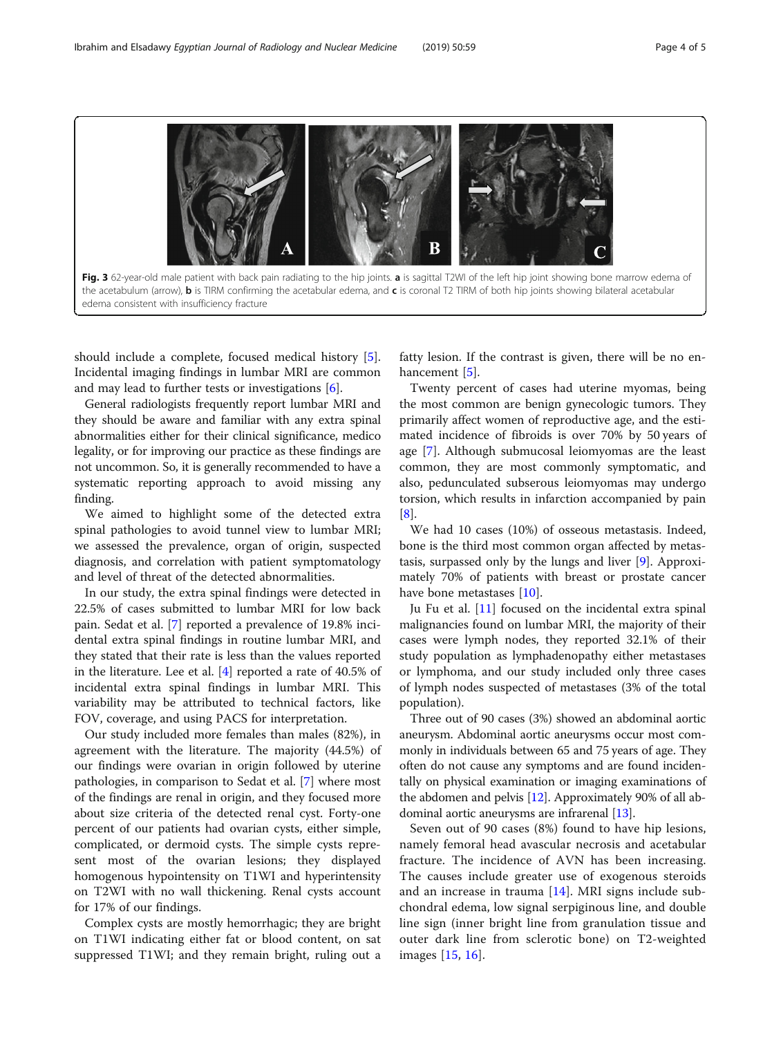**Fig. 3** 62-year-old male patient with back pain radiating to the hip joints. **a** is sagittal T2WI of the left hip joint showing bone marrow edema of the acetabulum (arrow), **b** is TIRM confirming the acetabular edema, and **c** is coronal T2 TIRM of both hip joints showing bilateral acetabular edema consistent with insufficiency fracture

should include a complete, focused medical history [5]. Incidental imaging findings in lumbar MRI are common and may lead to further tests or investigations [6].

General radiologists frequently report lumbar MRI and they should be aware and familiar with any extra spinal abnormalities either for their clinical significance, medico legality, or for improving our practice as these findings are not uncommon. So, it is generally recommended to have a systematic reporting approach to avoid missing any finding.

We aimed to highlight some of the detected extra spinal pathologies to avoid tunnel view to lumbar MRI; we assessed the prevalence, organ of origin, suspected diagnosis, and correlation with patient symptomatology and level of threat of the detected abnormalities.

In our study, the extra spinal findings were detected in 22.5% of cases submitted to lumbar MRI for low back pain. Sedat et al. [7] reported a prevalence of 19.8% incidental extra spinal findings in routine lumbar MRI, and they stated that their rate is less than the values reported in the literature. Lee et al. [4] reported a rate of 40.5% of incidental extra spinal findings in lumbar MRI. This variability may be attributed to technical factors, like FOV, coverage, and using PACS for interpretation.

Our study included more females than males (82%), in agreement with the literature. The majority (44.5%) of our findings were ovarian in origin followed by uterine pathologies, in comparison to Sedat et al. [7] where most of the findings are renal in origin, and they focused more about size criteria of the detected renal cyst. Forty-one percent of our patients had ovarian cysts, either simple, complicated, or dermoid cysts. The simple cysts represent most of the ovarian lesions; they displayed homogenous hypointensity on T1WI and hyperintensity on T2WI with no wall thickening. Renal cysts account for 17% of our findings.

Complex cysts are mostly hemorrhagic; they are bright on T1WI indicating either fat or blood content, on sat suppressed T1WI; and they remain bright, ruling out a fatty lesion. If the contrast is given, there will be no enhancement [5].

Twenty percent of cases had uterine myomas, being the most common are benign gynecologic tumors. They primarily affect women of reproductive age, and the estimated incidence of fibroids is over 70% by 50 years of age [7]. Although submucosal leiomyomas are the least common, they are most commonly symptomatic, and also, pedunculated subserous leiomyomas may undergo torsion, which results in infarction accompanied by pain [8].

We had 10 cases (10%) of osseous metastasis. Indeed, bone is the third most common organ affected by metastasis, surpassed only by the lungs and liver [9]. Approximately 70% of patients with breast or prostate cancer have bone metastases [10].

Ju Fu et al. [11] focused on the incidental extra spinal malignancies found on lumbar MRI, the majority of their cases were lymph nodes, they reported 32.1% of their study population as lymphadenopathy either metastases or lymphoma, and our study included only three cases of lymph nodes suspected of metastases (3% of the total population).

Three out of 90 cases (3%) showed an abdominal aortic aneurysm. Abdominal aortic aneurysms occur most commonly in individuals between 65 and 75 years of age. They often do not cause any symptoms and are found incidentally on physical examination or imaging examinations of the abdomen and pelvis [12]. Approximately 90% of all abdominal aortic aneurysms are infrarenal [13].

Seven out of 90 cases (8%) found to have hip lesions, namely femoral head avascular necrosis and acetabular fracture. The incidence of AVN has been increasing. The causes include greater use of exogenous steroids and an increase in trauma [14]. MRI signs include subchondral edema, low signal serpiginous line, and double line sign (inner bright line from granulation tissue and outer dark line from sclerotic bone) on T2-weighted images [15, 16].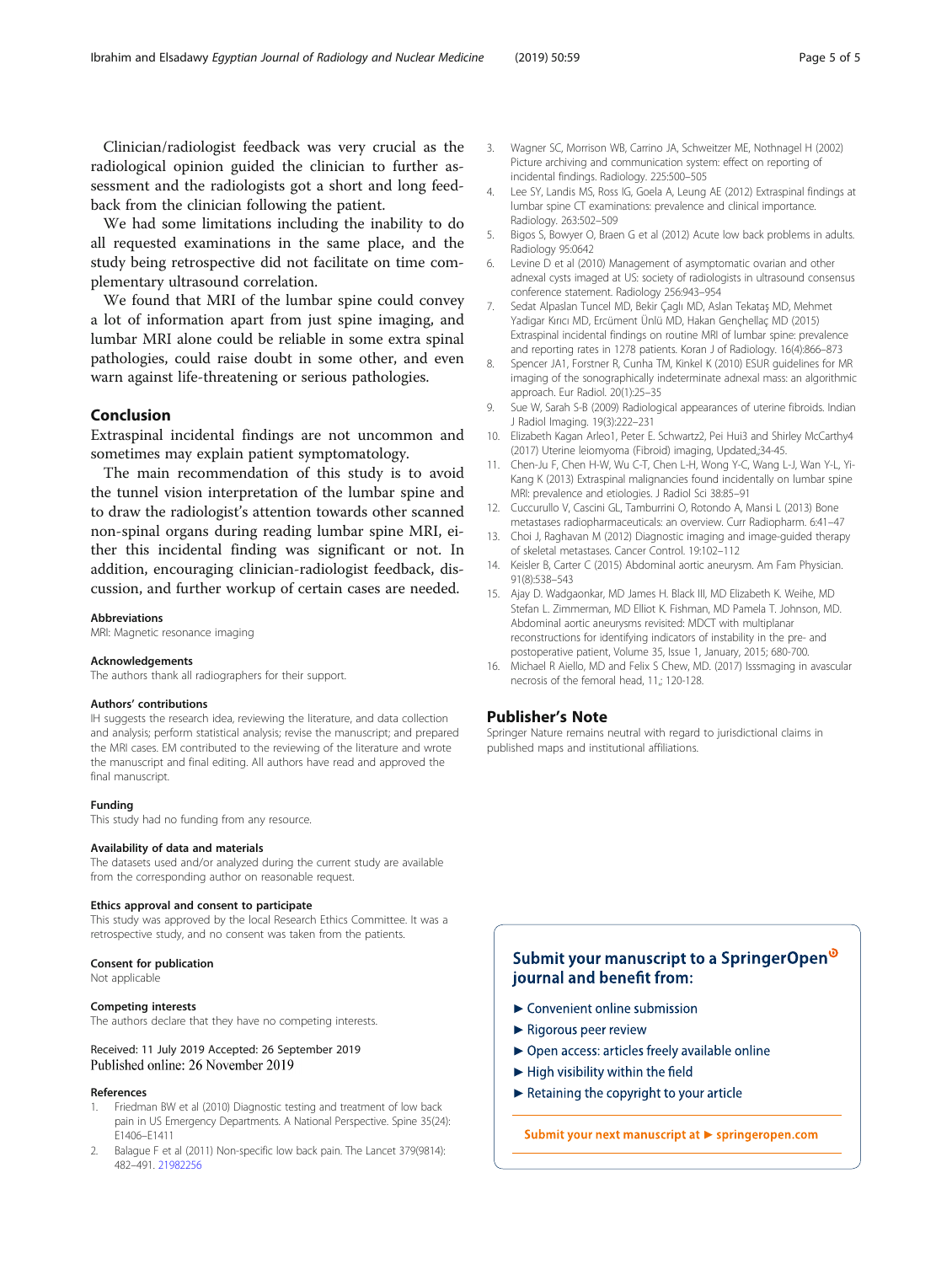Clinician/radiologist feedback was very crucial as the radiological opinion guided the clinician to further assessment and the radiologists got a short and long feedback from the clinician following the patient.

We had some limitations including the inability to do all requested examinations in the same place, and the study being retrospective did not facilitate on time complementary ultrasound correlation.

We found that MRI of the lumbar spine could convey a lot of information apart from just spine imaging, and lumbar MRI alone could be reliable in some extra spinal pathologies, could raise doubt in some other, and even warn against life-threatening or serious pathologies.

## Conclusion

Extraspinal incidental findings are not uncommon and sometimes may explain patient symptomatology.

The main recommendation of this study is to avoid the tunnel vision interpretation of the lumbar spine and to draw the radiologist's attention towards other scanned non-spinal organs during reading lumbar spine MRI, either this incidental finding was significant or not. In addition, encouraging clinician-radiologist feedback, discussion, and further workup of certain cases are needed.

#### Abbreviations

MRI: Magnetic resonance imaging

#### Acknowledgements

The authors thank all radiographers for their support.

#### Authors' contributions

IH suggests the research idea, reviewing the literature, and data collection and analysis; perform statistical analysis; revise the manuscript; and prepared the MRI cases. EM contributed to the reviewing of the literature and wrote the manuscript and final editing. All authors have read and approved the final manuscript.

#### Funding

This study had no funding from any resource.

#### Availability of data and materials

The datasets used and/or analyzed during the current study are available from the corresponding author on reasonable request.

#### Ethics approval and consent to participate

This study was approved by the local Research Ethics Committee. It was a retrospective study, and no consent was taken from the patients.

#### Consent for publication

Not applicable

#### Competing interests

The authors declare that they have no competing interests.

Received: 11 July 2019 Accepted: 26 September 2019
Published online: 26 November 2019

#### References

1. Friedman BW et al (2010) Diagnostic testing and treatment of low back pain in US Emergency Departments. A National Perspective. Spine 35(24): E1406–E1411
2. Balague F et al (2011) Non-specific low back pain. The Lancet 379(9814): 482–491. 21982256
3. Wagner SC, Morrison WB, Carrino JA, Schweitzer ME, Nothnagel H (2002) Picture archiving and communication system: effect on reporting of incidental findings. Radiology. 225:500–505
4. Lee SY, Landis MS, Ross IG, Goela A, Leung AE (2012) Extraspinal findings at lumbar spine CT examinations: prevalence and clinical importance. Radiology. 263:502–509
5. Bigos S, Bowyer O, Braen G et al (2012) Acute low back problems in adults. Radiology 95:0642
6. Levine D et al (2010) Management of asymptomatic ovarian and other adnexal cysts imaged at US: society of radiologists in ultrasound consensus conference statement. Radiology 256:943–954
7. Sedat Alpaslan Tuncel MD, Bekir Çaglı MD, Aslan Tekataş MD, Mehmet Yadigar Kırıcı MD, Ercüment Ünlü MD, Hakan Gençhellaç MD (2015) Extraspinal incidental findings on routine MRI of lumbar spine: prevalence and reporting rates in 1278 patients. Koran J of Radiology. 16(4):866–873
8. Spencer JA1, Forstner R, Cunha TM, Kinkel K (2010) ESUR guidelines for MR imaging of the sonographically indeterminate adnexal mass: an algorithmic approach. Eur Radiol. 20(1):25–35
9. Sue W, Sarah S-B (2009) Radiological appearances of uterine fibroids. Indian J Radiol Imaging. 19(3):222–231
10. Elizabeth Kagan Arleo1, Peter E. Schwartz2, Pei Hui3 and Shirley McCarthy4 (2017) Uterine leiomyoma (Fibroid) imaging, Updated,;34-45.
11. Chen-Ju F, Chen H-W, Wu C-T, Chen L-H, Wong Y-C, Wang L-J, Wan Y-L, Yi-Kang K (2013) Extraspinal malignancies found incidentally on lumbar spine MRI: prevalence and etiologies. J Radiol Sci 38:85–91
12. Cuccurullo V, Cascini GL, Tamburrini O, Rotondo A, Mansi L (2013) Bone metastases radiopharmaceuticals: an overview. Curr Radiopharm. 6:41–47
13. Choi J, Raghavan M (2012) Diagnostic imaging and image-guided therapy of skeletal metastases. Cancer Control. 19:102–112
14. Keisler B, Carter C (2015) Abdominal aortic aneurysm. Am Fam Physician. 91(8):538–543
15. Ajay D. Wadgaonkar, MD James H. Black III, MD Elizabeth K. Weihe, MD Stefan L. Zimmerman, MD Elliot K. Fishman, MD Pamela T. Johnson, MD. Abdominal aortic aneurysms revisited: MDCT with multiplanar reconstructions for identifying indicators of instability in the pre- and postoperative patient, Volume 35, Issue 1, January, 2015; 680-700.
16. Michael R Aiello, MD and Felix S Chew, MD. (2017) Isssmaging in avascular necrosis of the femoral head, 11,; 120-128.

## Publisher's Note

Springer Nature remains neutral with regard to jurisdictional claims in published maps and institutional affiliations.

**Submit your manuscript to a SpringerOpen journal and benefit from:**

- Convenient online submission
- Rigorous peer review
- Open access: articles freely available online
- High visibility within the field
- Retaining the copyright to your article

Submit your next manuscript at ▶ springeropen.com